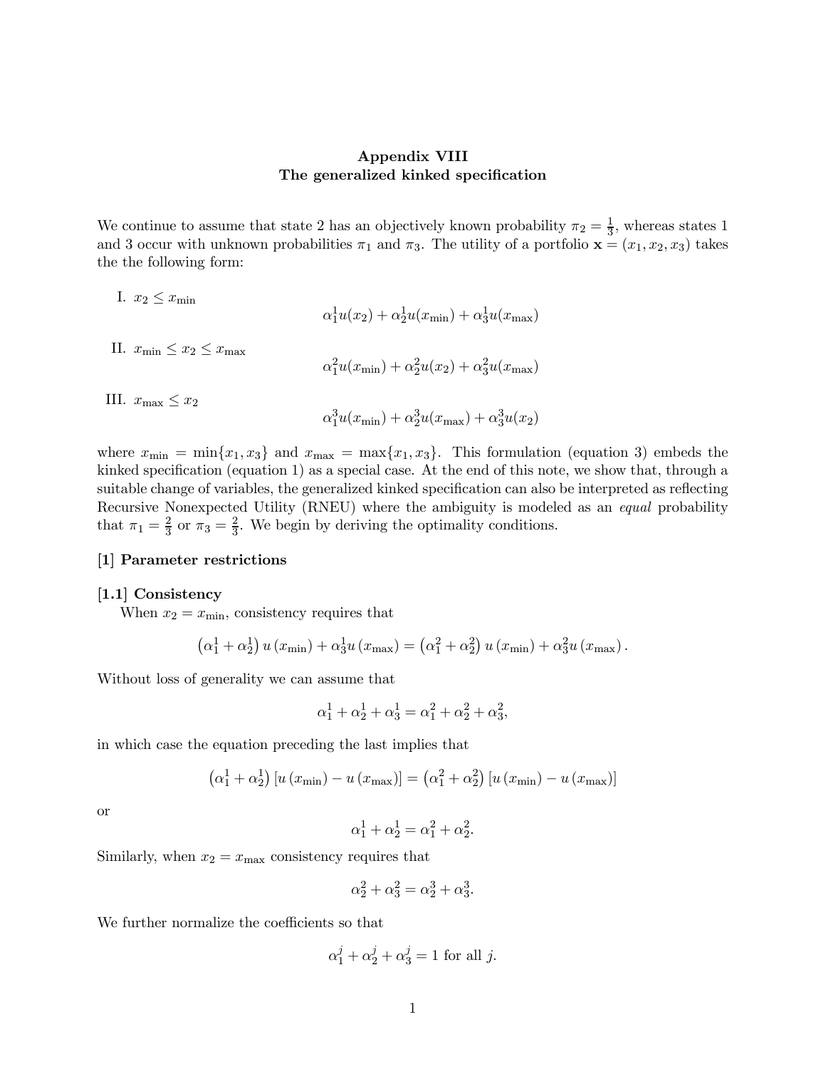# Appendix VIII
## The generalized kinked specification

We continue to assume that state 2 has an objectively known probability $\pi_2 = \frac{1}{3}$, whereas states 1 and 3 occur with unknown probabilities $\pi_1$ and $\pi_3$. The utility of a portfolio $\mathbf{x} = (x_1, x_2, x_3)$ takes the the following form:

I. $x_2 \leq x_{\min}$

$$\alpha_1^1 u(x_2) + \alpha_2^1 u(x_{\min}) + \alpha_3^1 u(x_{\max})$$

II. $x_{\min} \leq x_2 \leq x_{\max}$

$$\alpha_1^2 u(x_{\min}) + \alpha_2^2 u(x_2) + \alpha_3^2 u(x_{\max})$$

III. $x_{\max} \leq x_2$

$$\alpha_1^3 u(x_{\min}) + \alpha_2^3 u(x_{\max}) + \alpha_3^3 u(x_2)$$

where $x_{\min} = \min\{x_1, x_3\}$ and $x_{\max} = \max\{x_1, x_3\}$. This formulation (equation 3) embeds the kinked specification (equation 1) as a special case. At the end of this note, we show that, through a suitable change of variables, the generalized kinked specification can also be interpreted as reflecting Recursive Nonexpected Utility (RNEU) where the ambiguity is modeled as an *equal* probability that $\pi_1 = \frac{2}{3}$ or $\pi_3 = \frac{2}{3}$. We begin by deriving the optimality conditions.

### [1] Parameter restrictions

#### [1.1] Consistency

When $x_2 = x_{\min}$, consistency requires that

$$\left(\alpha_1^1 + \alpha_2^1\right) u\left(x_{\min}\right) + \alpha_3^1 u\left(x_{\max}\right) = \left(\alpha_1^2 + \alpha_2^2\right) u\left(x_{\min}\right) + \alpha_3^2 u\left(x_{\max}\right).$$

Without loss of generality we can assume that

$$\alpha_1^1 + \alpha_2^1 + \alpha_3^1 = \alpha_1^2 + \alpha_2^2 + \alpha_3^2,$$

in which case the equation preceding the last implies that

$$\left(\alpha_1^1 + \alpha_2^1\right)\left[u\left(x_{\min}\right) - u\left(x_{\max}\right)\right] = \left(\alpha_1^2 + \alpha_2^2\right)\left[u\left(x_{\min}\right) - u\left(x_{\max}\right)\right]$$

or

$$\alpha_1^1 + \alpha_2^1 = \alpha_1^2 + \alpha_2^2.$$

Similarly, when $x_2 = x_{\max}$ consistency requires that

$$\alpha_2^2 + \alpha_3^2 = \alpha_2^3 + \alpha_3^3.$$

We further normalize the coefficients so that

$$\alpha_1^j + \alpha_2^j + \alpha_3^j = 1 \text{ for all } j.$$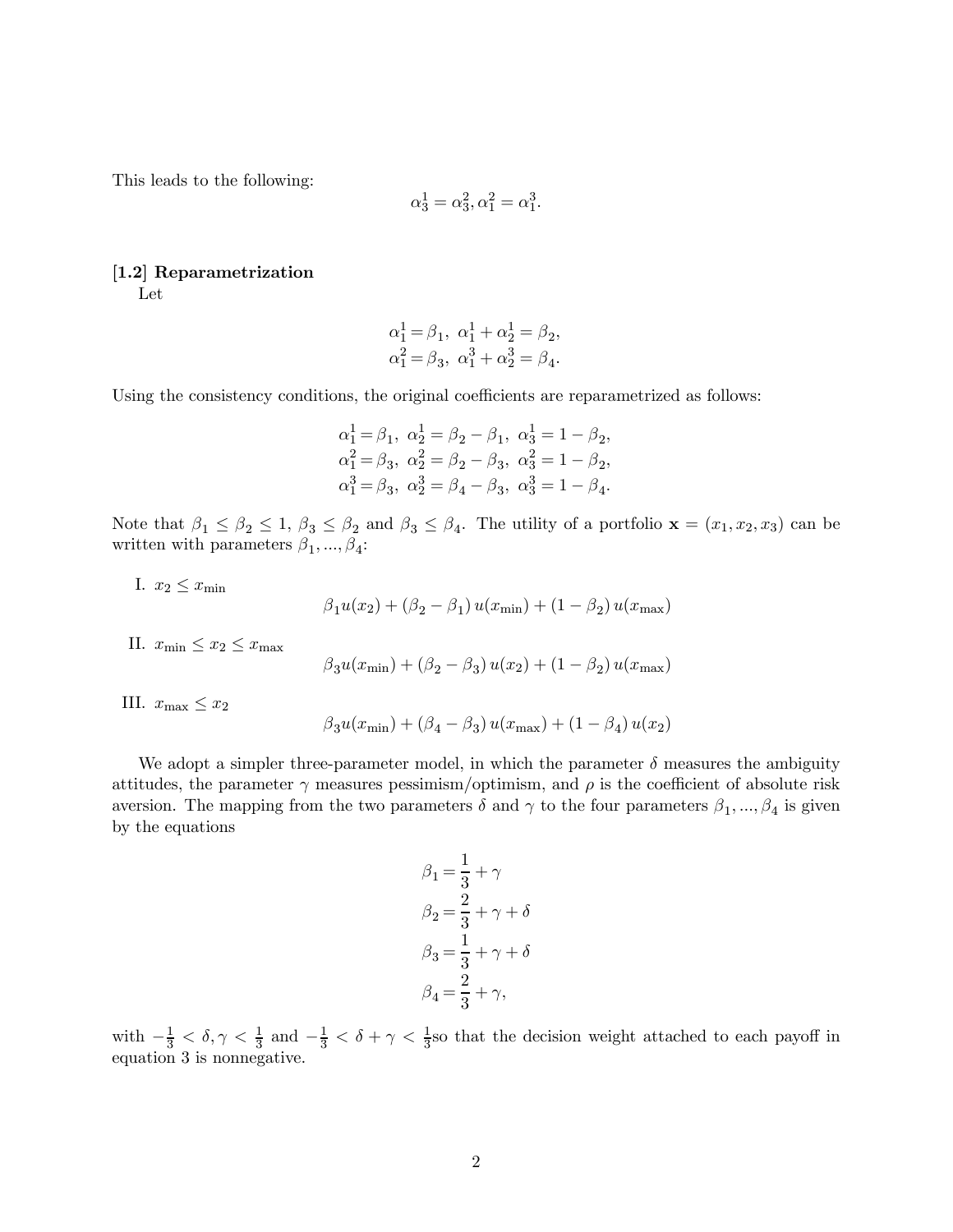This leads to the following:

$$\alpha_3^1 = \alpha_3^2, \alpha_1^2 = \alpha_1^3.$$

**[1.2] Reparametrization**

Let

$$\alpha_1^1 = \beta_1, \ \alpha_1^1 + \alpha_2^1 = \beta_2,$$
$$\alpha_1^2 = \beta_3, \ \alpha_1^3 + \alpha_2^3 = \beta_4.$$

Using the consistency conditions, the original coefficients are reparametrized as follows:

$$\alpha_1^1 = \beta_1, \ \alpha_2^1 = \beta_2 - \beta_1, \ \alpha_3^1 = 1 - \beta_2,$$
$$\alpha_1^2 = \beta_3, \ \alpha_2^2 = \beta_2 - \beta_3, \ \alpha_3^2 = 1 - \beta_2,$$
$$\alpha_1^3 = \beta_3, \ \alpha_2^3 = \beta_4 - \beta_3, \ \alpha_3^3 = 1 - \beta_4.$$

Note that $\beta_1 \leq \beta_2 \leq 1$, $\beta_3 \leq \beta_2$ and $\beta_3 \leq \beta_4$. The utility of a portfolio $\mathbf{x} = (x_1, x_2, x_3)$ can be written with parameters $\beta_1, ..., \beta_4$:

I. $x_2 \leq x_{\min}$

$$\beta_1 u(x_2) + (\beta_2 - \beta_1) u(x_{\min}) + (1 - \beta_2) u(x_{\max})$$

II. $x_{\min} \leq x_2 \leq x_{\max}$

$$\beta_3 u(x_{\min}) + (\beta_2 - \beta_3) u(x_2) + (1 - \beta_2) u(x_{\max})$$

III. $x_{\max} \leq x_2$

$$\beta_3 u(x_{\min}) + (\beta_4 - \beta_3) u(x_{\max}) + (1 - \beta_4) u(x_2)$$

We adopt a simpler three-parameter model, in which the parameter $\delta$ measures the ambiguity attitudes, the parameter $\gamma$ measures pessimism/optimism, and $\rho$ is the coefficient of absolute risk aversion. The mapping from the two parameters $\delta$ and $\gamma$ to the four parameters $\beta_1, ..., \beta_4$ is given by the equations

$$\beta_1 = \frac{1}{3} + \gamma$$
$$\beta_2 = \frac{2}{3} + \gamma + \delta$$
$$\beta_3 = \frac{1}{3} + \gamma + \delta$$
$$\beta_4 = \frac{2}{3} + \gamma,$$

with $-\frac{1}{3} < \delta, \gamma < \frac{1}{3}$ and $-\frac{1}{3} < \delta + \gamma < \frac{1}{3}$so that the decision weight attached to each payoff in equation 3 is nonnegative.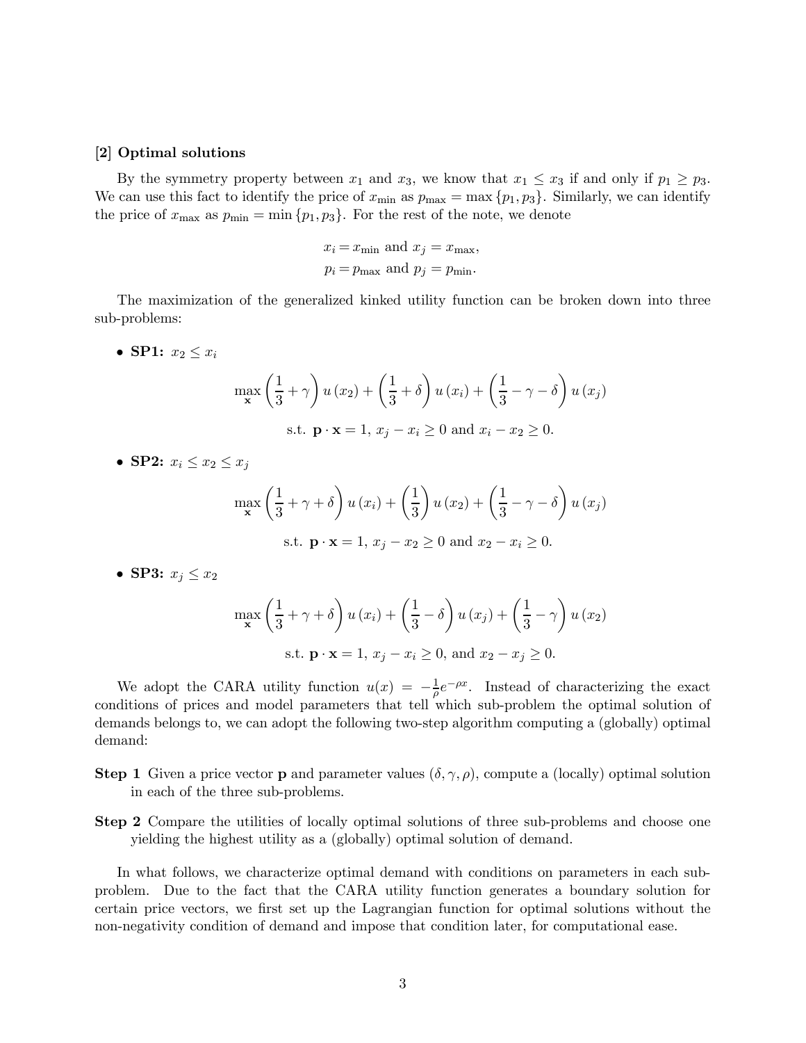**[2] Optimal solutions**

By the symmetry property between $x_1$ and $x_3$, we know that $x_1 \leq x_3$ if and only if $p_1 \geq p_3$. We can use this fact to identify the price of $x_{\min}$ as $p_{\max} = \max\{p_1, p_3\}$. Similarly, we can identify the price of $x_{\max}$ as $p_{\min} = \min\{p_1, p_3\}$. For the rest of the note, we denote

$$x_i = x_{\min} \text{ and } x_j = x_{\max},$$
$$p_i = p_{\max} \text{ and } p_j = p_{\min}.$$

The maximization of the generalized kinked utility function can be broken down into three sub-problems:

- **SP1:** $x_2 \leq x_i$

$$\max_{\mathbf{x}} \left(\frac{1}{3} + \gamma\right) u(x_2) + \left(\frac{1}{3} + \delta\right) u(x_i) + \left(\frac{1}{3} - \gamma - \delta\right) u(x_j)$$
$$\text{s.t. } \mathbf{p} \cdot \mathbf{x} = 1,\ x_j - x_i \geq 0 \text{ and } x_i - x_2 \geq 0.$$

- **SP2:** $x_i \leq x_2 \leq x_j$

$$\max_{\mathbf{x}} \left(\frac{1}{3} + \gamma + \delta\right) u(x_i) + \left(\frac{1}{3}\right) u(x_2) + \left(\frac{1}{3} - \gamma - \delta\right) u(x_j)$$
$$\text{s.t. } \mathbf{p} \cdot \mathbf{x} = 1,\ x_j - x_2 \geq 0 \text{ and } x_2 - x_i \geq 0.$$

- **SP3:** $x_j \leq x_2$

$$\max_{\mathbf{x}} \left(\frac{1}{3} + \gamma + \delta\right) u(x_i) + \left(\frac{1}{3} - \delta\right) u(x_j) + \left(\frac{1}{3} - \gamma\right) u(x_2)$$
$$\text{s.t. } \mathbf{p} \cdot \mathbf{x} = 1,\ x_j - x_i \geq 0, \text{ and } x_2 - x_j \geq 0.$$

We adopt the CARA utility function $u(x) = -\frac{1}{\rho}e^{-\rho x}$. Instead of characterizing the exact conditions of prices and model parameters that tell which sub-problem the optimal solution of demands belongs to, we can adopt the following two-step algorithm computing a (globally) optimal demand:

**Step 1** Given a price vector $\mathbf{p}$ and parameter values $(\delta, \gamma, \rho)$, compute a (locally) optimal solution in each of the three sub-problems.

**Step 2** Compare the utilities of locally optimal solutions of three sub-problems and choose one yielding the highest utility as a (globally) optimal solution of demand.

In what follows, we characterize optimal demand with conditions on parameters in each sub-problem. Due to the fact that the CARA utility function generates a boundary solution for certain price vectors, we first set up the Lagrangian function for optimal solutions without the non-negativity condition of demand and impose that condition later, for computational ease.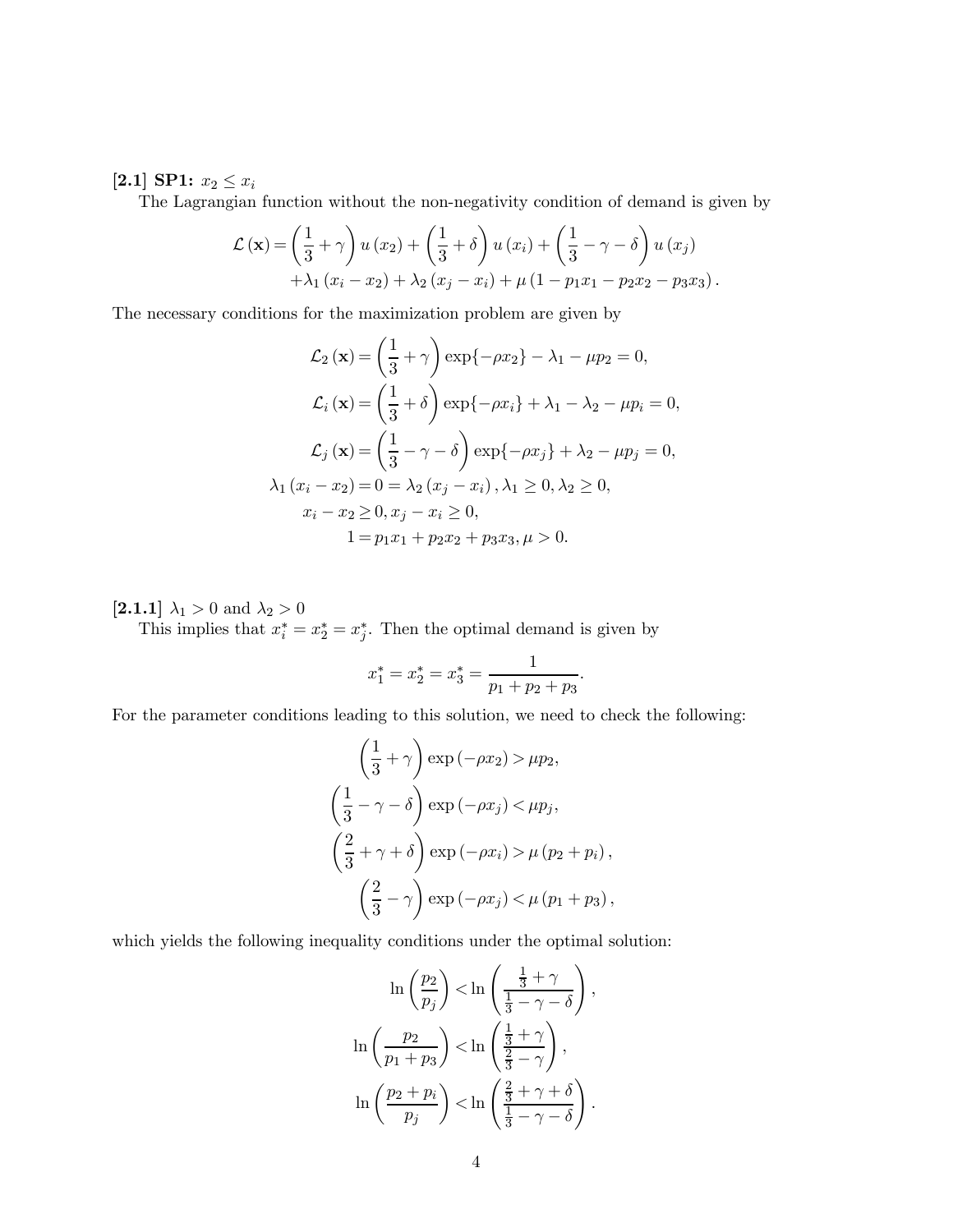**[2.1] SP1:** $x_2 \leq x_i$

The Lagrangian function without the non-negativity condition of demand is given by

$$
\begin{aligned}
\mathcal{L}(\mathbf{x}) = & \left(\frac{1}{3}+\gamma\right) u(x_2) + \left(\frac{1}{3}+\delta\right) u(x_i) + \left(\frac{1}{3}-\gamma-\delta\right) u(x_j) \\
& + \lambda_1 (x_i - x_2) + \lambda_2 (x_j - x_i) + \mu (1 - p_1 x_1 - p_2 x_2 - p_3 x_3).
\end{aligned}
$$

The necessary conditions for the maximization problem are given by

$$
\begin{aligned}
\mathcal{L}_2(\mathbf{x}) &= \left(\frac{1}{3}+\gamma\right) \exp\{-\rho x_2\} - \lambda_1 - \mu p_2 = 0, \\
\mathcal{L}_i(\mathbf{x}) &= \left(\frac{1}{3}+\delta\right) \exp\{-\rho x_i\} + \lambda_1 - \lambda_2 - \mu p_i = 0, \\
\mathcal{L}_j(\mathbf{x}) &= \left(\frac{1}{3}-\gamma-\delta\right) \exp\{-\rho x_j\} + \lambda_2 - \mu p_j = 0, \\
\lambda_1 (x_i - x_2) &= 0 = \lambda_2 (x_j - x_i), \lambda_1 \geq 0, \lambda_2 \geq 0, \\
x_i - x_2 &\geq 0, x_j - x_i \geq 0, \\
1 &= p_1 x_1 + p_2 x_2 + p_3 x_3, \mu > 0.
\end{aligned}
$$

**[2.1.1]** $\lambda_1 > 0$ and $\lambda_2 > 0$

This implies that $x_i^* = x_2^* = x_j^*$. Then the optimal demand is given by

$$
x_1^* = x_2^* = x_3^* = \frac{1}{p_1 + p_2 + p_3}.
$$

For the parameter conditions leading to this solution, we need to check the following:

$$
\begin{aligned}
\left(\frac{1}{3}+\gamma\right) \exp(-\rho x_2) &> \mu p_2, \\
\left(\frac{1}{3}-\gamma-\delta\right) \exp(-\rho x_j) &< \mu p_j, \\
\left(\frac{2}{3}+\gamma+\delta\right) \exp(-\rho x_i) &> \mu (p_2 + p_i), \\
\left(\frac{2}{3}-\gamma\right) \exp(-\rho x_j) &< \mu (p_1 + p_3),
\end{aligned}
$$

which yields the following inequality conditions under the optimal solution:

$$
\begin{aligned}
\ln\left(\frac{p_2}{p_j}\right) &< \ln\left(\frac{\frac{1}{3}+\gamma}{\frac{1}{3}-\gamma-\delta}\right), \\
\ln\left(\frac{p_2}{p_1+p_3}\right) &< \ln\left(\frac{\frac{1}{3}+\gamma}{\frac{2}{3}-\gamma}\right), \\
\ln\left(\frac{p_2+p_i}{p_j}\right) &< \ln\left(\frac{\frac{2}{3}+\gamma+\delta}{\frac{1}{3}-\gamma-\delta}\right).
\end{aligned}
$$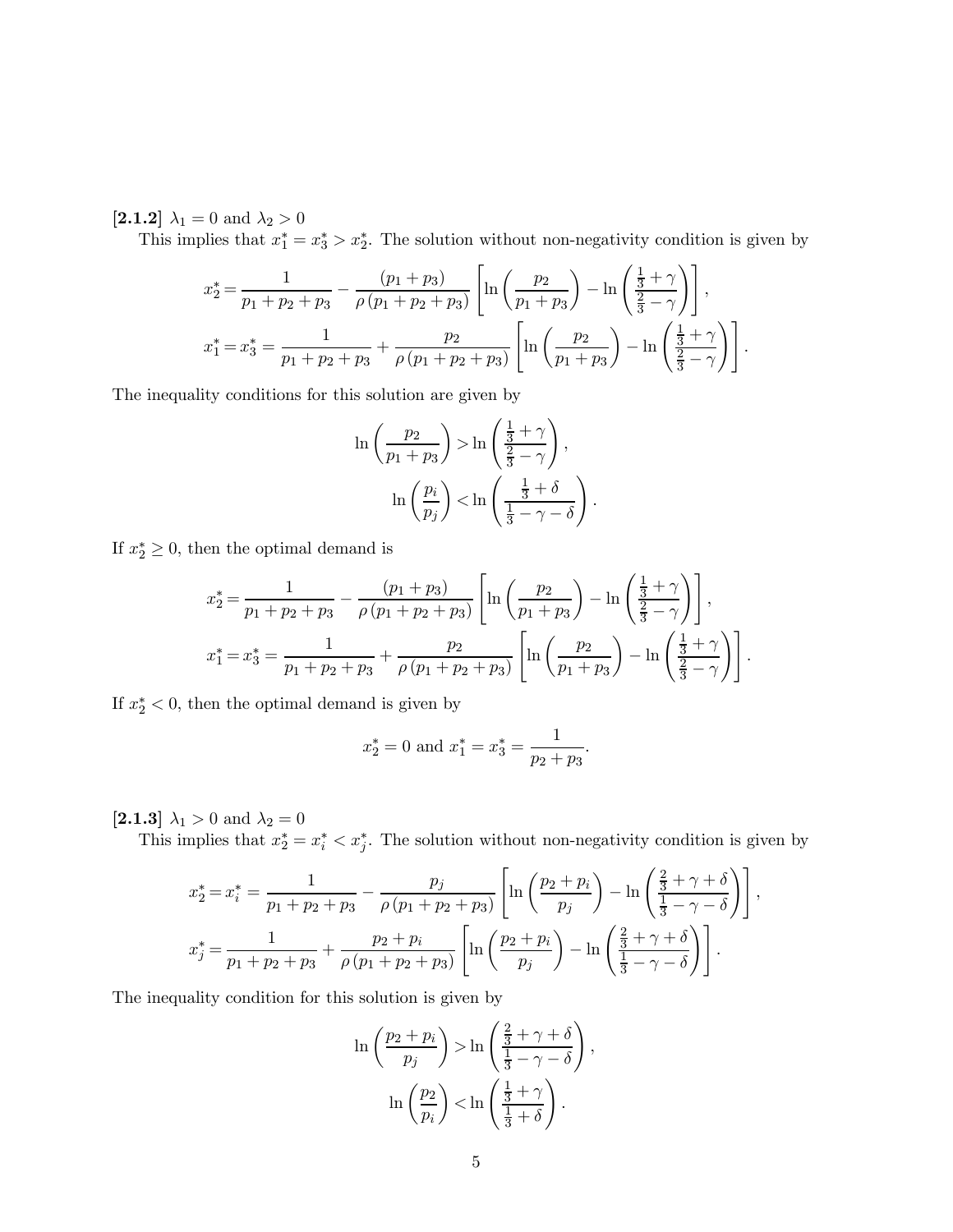**[2.1.2]** $\lambda_1 = 0$ and $\lambda_2 > 0$

This implies that $x_1^* = x_3^* > x_2^*$. The solution without non-negativity condition is given by

$$x_2^* = \frac{1}{p_1 + p_2 + p_3} - \frac{(p_1 + p_3)}{\rho\,(p_1 + p_2 + p_3)} \left[ \ln\left(\frac{p_2}{p_1 + p_3}\right) - \ln\left(\frac{\frac{1}{3} + \gamma}{\frac{2}{3} - \gamma}\right) \right],$$

$$x_1^* = x_3^* = \frac{1}{p_1 + p_2 + p_3} + \frac{p_2}{\rho\,(p_1 + p_2 + p_3)} \left[ \ln\left(\frac{p_2}{p_1 + p_3}\right) - \ln\left(\frac{\frac{1}{3} + \gamma}{\frac{2}{3} - \gamma}\right) \right].$$

The inequality conditions for this solution are given by

$$\ln\left(\frac{p_2}{p_1 + p_3}\right) > \ln\left(\frac{\frac{1}{3} + \gamma}{\frac{2}{3} - \gamma}\right),$$

$$\ln\left(\frac{p_i}{p_j}\right) < \ln\left(\frac{\frac{1}{3} + \delta}{\frac{1}{3} - \gamma - \delta}\right).$$

If $x_2^* \geq 0$, then the optimal demand is

$$x_2^* = \frac{1}{p_1 + p_2 + p_3} - \frac{(p_1 + p_3)}{\rho\,(p_1 + p_2 + p_3)} \left[ \ln\left(\frac{p_2}{p_1 + p_3}\right) - \ln\left(\frac{\frac{1}{3} + \gamma}{\frac{2}{3} - \gamma}\right) \right],$$

$$x_1^* = x_3^* = \frac{1}{p_1 + p_2 + p_3} + \frac{p_2}{\rho\,(p_1 + p_2 + p_3)} \left[ \ln\left(\frac{p_2}{p_1 + p_3}\right) - \ln\left(\frac{\frac{1}{3} + \gamma}{\frac{2}{3} - \gamma}\right) \right].$$

If $x_2^* < 0$, then the optimal demand is given by

$$x_2^* = 0 \text{ and } x_1^* = x_3^* = \frac{1}{p_2 + p_3}.$$

**[2.1.3]** $\lambda_1 > 0$ and $\lambda_2 = 0$

This implies that $x_2^* = x_i^* < x_j^*$. The solution without non-negativity condition is given by

$$x_2^* = x_i^* = \frac{1}{p_1 + p_2 + p_3} - \frac{p_j}{\rho\,(p_1 + p_2 + p_3)} \left[ \ln\left(\frac{p_2 + p_i}{p_j}\right) - \ln\left(\frac{\frac{2}{3} + \gamma + \delta}{\frac{1}{3} - \gamma - \delta}\right) \right],$$

$$x_j^* = \frac{1}{p_1 + p_2 + p_3} + \frac{p_2 + p_i}{\rho\,(p_1 + p_2 + p_3)} \left[ \ln\left(\frac{p_2 + p_i}{p_j}\right) - \ln\left(\frac{\frac{2}{3} + \gamma + \delta}{\frac{1}{3} - \gamma - \delta}\right) \right].$$

The inequality condition for this solution is given by

$$\ln\left(\frac{p_2 + p_i}{p_j}\right) > \ln\left(\frac{\frac{2}{3} + \gamma + \delta}{\frac{1}{3} - \gamma - \delta}\right),$$

$$\ln\left(\frac{p_2}{p_i}\right) < \ln\left(\frac{\frac{1}{3} + \gamma}{\frac{1}{3} + \delta}\right).$$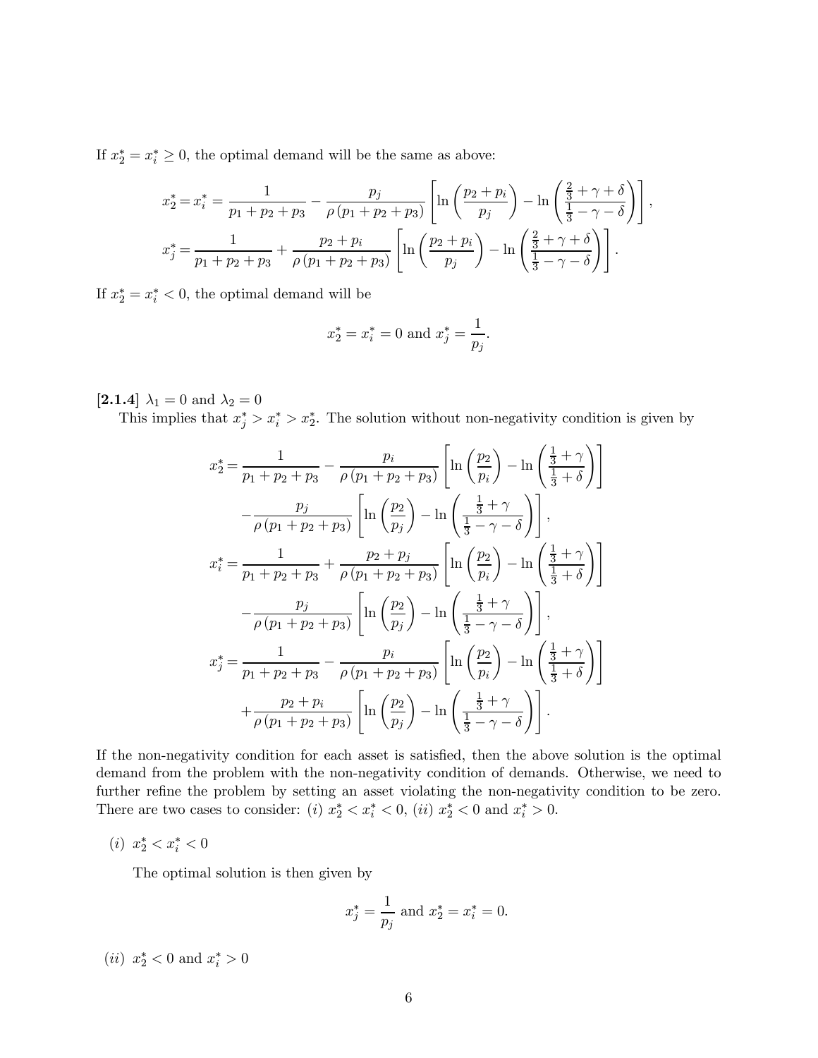If $x_2^* = x_i^* \geq 0$, the optimal demand will be the same as above:

$$x_2^* = x_i^* = \frac{1}{p_1 + p_2 + p_3} - \frac{p_j}{\rho(p_1 + p_2 + p_3)} \left[ \ln\left(\frac{p_2 + p_i}{p_j}\right) - \ln\left(\frac{\frac{2}{3} + \gamma + \delta}{\frac{1}{3} - \gamma - \delta}\right) \right],$$

$$x_j^* = \frac{1}{p_1 + p_2 + p_3} + \frac{p_2 + p_i}{\rho(p_1 + p_2 + p_3)} \left[ \ln\left(\frac{p_2 + p_i}{p_j}\right) - \ln\left(\frac{\frac{2}{3} + \gamma + \delta}{\frac{1}{3} - \gamma - \delta}\right) \right].$$

If $x_2^* = x_i^* < 0$, the optimal demand will be

$$x_2^* = x_i^* = 0 \text{ and } x_j^* = \frac{1}{p_j}.$$

**[2.1.4]** $\lambda_1 = 0$ and $\lambda_2 = 0$

This implies that $x_j^* > x_i^* > x_2^*$. The solution without non-negativity condition is given by

$$\begin{aligned}
x_2^* = & \frac{1}{p_1 + p_2 + p_3} - \frac{p_i}{\rho(p_1 + p_2 + p_3)} \left[ \ln\left(\frac{p_2}{p_i}\right) - \ln\left(\frac{\frac{1}{3} + \gamma}{\frac{1}{3} + \delta}\right) \right] \\
& - \frac{p_j}{\rho(p_1 + p_2 + p_3)} \left[ \ln\left(\frac{p_2}{p_j}\right) - \ln\left(\frac{\frac{1}{3} + \gamma}{\frac{1}{3} - \gamma - \delta}\right) \right], \\
x_i^* = & \frac{1}{p_1 + p_2 + p_3} + \frac{p_2 + p_j}{\rho(p_1 + p_2 + p_3)} \left[ \ln\left(\frac{p_2}{p_i}\right) - \ln\left(\frac{\frac{1}{3} + \gamma}{\frac{1}{3} + \delta}\right) \right] \\
& - \frac{p_j}{\rho(p_1 + p_2 + p_3)} \left[ \ln\left(\frac{p_2}{p_j}\right) - \ln\left(\frac{\frac{1}{3} + \gamma}{\frac{1}{3} - \gamma - \delta}\right) \right], \\
x_j^* = & \frac{1}{p_1 + p_2 + p_3} - \frac{p_i}{\rho(p_1 + p_2 + p_3)} \left[ \ln\left(\frac{p_2}{p_i}\right) - \ln\left(\frac{\frac{1}{3} + \gamma}{\frac{1}{3} + \delta}\right) \right] \\
& + \frac{p_2 + p_i}{\rho(p_1 + p_2 + p_3)} \left[ \ln\left(\frac{p_2}{p_j}\right) - \ln\left(\frac{\frac{1}{3} + \gamma}{\frac{1}{3} - \gamma - \delta}\right) \right].
\end{aligned}$$

If the non-negativity condition for each asset is satisfied, then the above solution is the optimal demand from the problem with the non-negativity condition of demands. Otherwise, we need to further refine the problem by setting an asset violating the non-negativity condition to be zero. There are two cases to consider: $(i)$ $x_2^* < x_i^* < 0$, $(ii)$ $x_2^* < 0$ and $x_i^* > 0$.

$(i)$ $x_2^* < x_i^* < 0$

The optimal solution is then given by

$$x_j^* = \frac{1}{p_j} \text{ and } x_2^* = x_i^* = 0.$$

$(ii)$ $x_2^* < 0$ and $x_i^* > 0$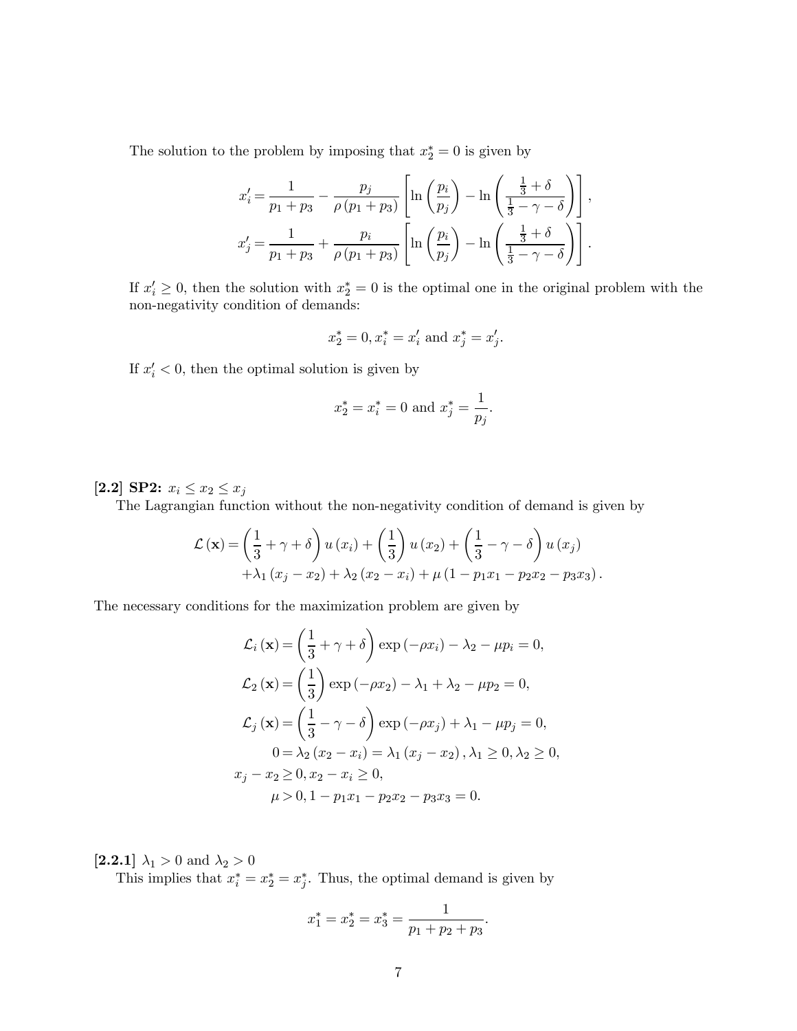The solution to the problem by imposing that $x_2^* = 0$ is given by

$$
\begin{aligned}
x_i' &= \frac{1}{p_1 + p_3} - \frac{p_j}{\rho (p_1 + p_3)} \left[ \ln\left(\frac{p_i}{p_j}\right) - \ln\left(\frac{\frac{1}{3} + \delta}{\frac{1}{3} - \gamma - \delta}\right) \right], \\
x_j' &= \frac{1}{p_1 + p_3} + \frac{p_i}{\rho (p_1 + p_3)} \left[ \ln\left(\frac{p_i}{p_j}\right) - \ln\left(\frac{\frac{1}{3} + \delta}{\frac{1}{3} - \gamma - \delta}\right) \right].
\end{aligned}
$$

If $x_i' \geq 0$, then the solution with $x_2^* = 0$ is the optimal one in the original problem with the non-negativity condition of demands:

$$x_2^* = 0, x_i^* = x_i' \text{ and } x_j^* = x_j'.$$

If $x_i' < 0$, then the optimal solution is given by

$$x_2^* = x_i^* = 0 \text{ and } x_j^* = \frac{1}{p_j}.$$

**[2.2] SP2:** $x_i \leq x_2 \leq x_j$

The Lagrangian function without the non-negativity condition of demand is given by

$$
\begin{aligned}
\mathcal{L}(\mathbf{x}) = &\left(\frac{1}{3} + \gamma + \delta\right) u(x_i) + \left(\frac{1}{3}\right) u(x_2) + \left(\frac{1}{3} - \gamma - \delta\right) u(x_j) \\
&+ \lambda_1 (x_j - x_2) + \lambda_2 (x_2 - x_i) + \mu (1 - p_1 x_1 - p_2 x_2 - p_3 x_3).
\end{aligned}
$$

The necessary conditions for the maximization problem are given by

$$
\begin{aligned}
\mathcal{L}_i(\mathbf{x}) &= \left(\frac{1}{3} + \gamma + \delta\right) \exp(-\rho x_i) - \lambda_2 - \mu p_i = 0, \\
\mathcal{L}_2(\mathbf{x}) &= \left(\frac{1}{3}\right) \exp(-\rho x_2) - \lambda_1 + \lambda_2 - \mu p_2 = 0, \\
\mathcal{L}_j(\mathbf{x}) &= \left(\frac{1}{3} - \gamma - \delta\right) \exp(-\rho x_j) + \lambda_1 - \mu p_j = 0, \\
0 &= \lambda_2 (x_2 - x_i) = \lambda_1 (x_j - x_2), \lambda_1 \geq 0, \lambda_2 \geq 0, \\
x_j - x_2 &\geq 0, x_2 - x_i \geq 0, \\
\mu &> 0, 1 - p_1 x_1 - p_2 x_2 - p_3 x_3 = 0.
\end{aligned}
$$

**[2.2.1]** $\lambda_1 > 0$ and $\lambda_2 > 0$

This implies that $x_i^* = x_2^* = x_j^*$. Thus, the optimal demand is given by

$$x_1^* = x_2^* = x_3^* = \frac{1}{p_1 + p_2 + p_3}.$$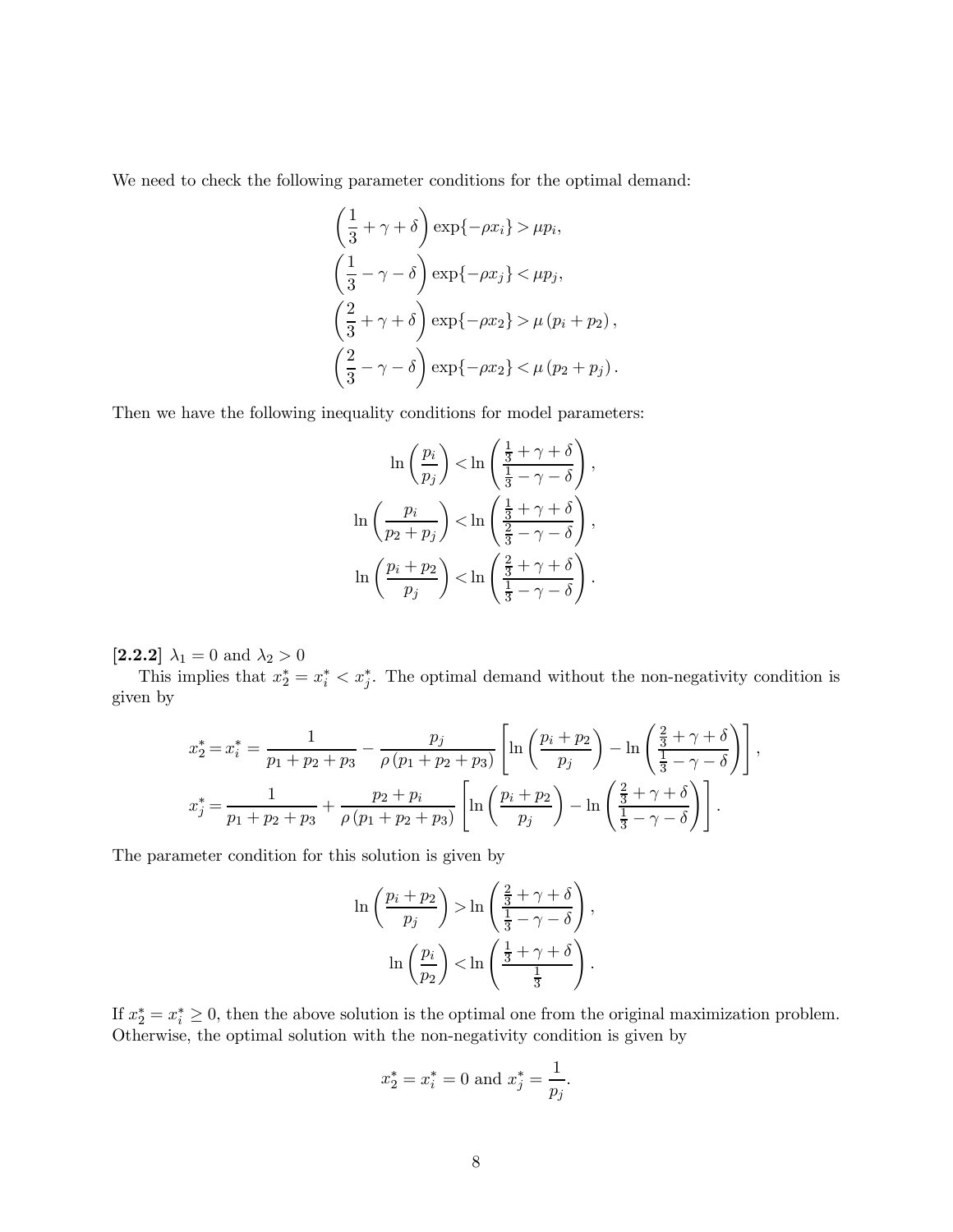We need to check the following parameter conditions for the optimal demand:

$$
\begin{aligned}
\left(\frac{1}{3}+\gamma+\delta\right)\exp\{-\rho x_i\} &> \mu p_i,\\
\left(\frac{1}{3}-\gamma-\delta\right)\exp\{-\rho x_j\} &< \mu p_j,\\
\left(\frac{2}{3}+\gamma+\delta\right)\exp\{-\rho x_2\} &> \mu\left(p_i+p_2\right),\\
\left(\frac{2}{3}-\gamma-\delta\right)\exp\{-\rho x_2\} &< \mu\left(p_2+p_j\right).
\end{aligned}
$$

Then we have the following inequality conditions for model parameters:

$$
\begin{aligned}
\ln\left(\frac{p_i}{p_j}\right) &< \ln\left(\frac{\frac{1}{3}+\gamma+\delta}{\frac{1}{3}-\gamma-\delta}\right),\\
\ln\left(\frac{p_i}{p_2+p_j}\right) &< \ln\left(\frac{\frac{1}{3}+\gamma+\delta}{\frac{2}{3}-\gamma-\delta}\right),\\
\ln\left(\frac{p_i+p_2}{p_j}\right) &< \ln\left(\frac{\frac{2}{3}+\gamma+\delta}{\frac{1}{3}-\gamma-\delta}\right).
\end{aligned}
$$

**[2.2.2]** $\lambda_1 = 0$ and $\lambda_2 > 0$

This implies that $x_2^* = x_i^* < x_j^*$. The optimal demand without the non-negativity condition is given by

$$
\begin{aligned}
x_2^* = x_i^* &= \frac{1}{p_1+p_2+p_3} - \frac{p_j}{\rho\left(p_1+p_2+p_3\right)}\left[\ln\left(\frac{p_i+p_2}{p_j}\right) - \ln\left(\frac{\frac{2}{3}+\gamma+\delta}{\frac{1}{3}-\gamma-\delta}\right)\right],\\
x_j^* &= \frac{1}{p_1+p_2+p_3} + \frac{p_2+p_i}{\rho\left(p_1+p_2+p_3\right)}\left[\ln\left(\frac{p_i+p_2}{p_j}\right) - \ln\left(\frac{\frac{2}{3}+\gamma+\delta}{\frac{1}{3}-\gamma-\delta}\right)\right].
\end{aligned}
$$

The parameter condition for this solution is given by

$$
\begin{aligned}
\ln\left(\frac{p_i+p_2}{p_j}\right) &> \ln\left(\frac{\frac{2}{3}+\gamma+\delta}{\frac{1}{3}-\gamma-\delta}\right),\\
\ln\left(\frac{p_i}{p_2}\right) &< \ln\left(\frac{\frac{1}{3}+\gamma+\delta}{\frac{1}{3}}\right).
\end{aligned}
$$

If $x_2^* = x_i^* \geq 0$, then the above solution is the optimal one from the original maximization problem. Otherwise, the optimal solution with the non-negativity condition is given by

$$
x_2^* = x_i^* = 0 \text{ and } x_j^* = \frac{1}{p_j}.
$$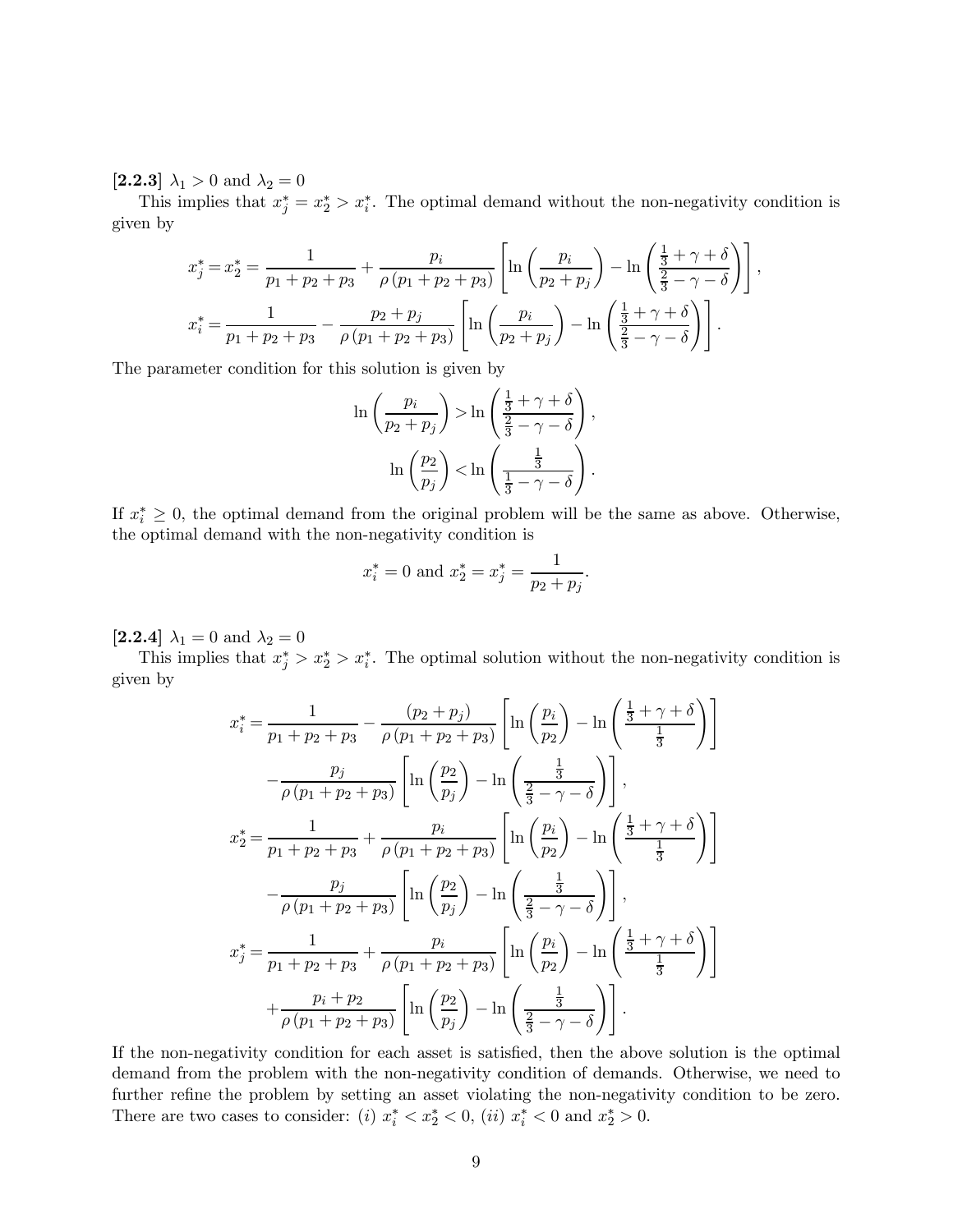**[2.2.3]** $\lambda_1 > 0$ and $\lambda_2 = 0$

This implies that $x_j^* = x_2^* > x_i^*$. The optimal demand without the non-negativity condition is given by

$$x_j^* = x_2^* = \frac{1}{p_1 + p_2 + p_3} + \frac{p_i}{\rho\left(p_1 + p_2 + p_3\right)}\left[\ln\left(\frac{p_i}{p_2 + p_j}\right) - \ln\left(\frac{\frac{1}{3} + \gamma + \delta}{\frac{2}{3} - \gamma - \delta}\right)\right],$$

$$x_i^* = \frac{1}{p_1 + p_2 + p_3} - \frac{p_2 + p_j}{\rho\left(p_1 + p_2 + p_3\right)}\left[\ln\left(\frac{p_i}{p_2 + p_j}\right) - \ln\left(\frac{\frac{1}{3} + \gamma + \delta}{\frac{2}{3} - \gamma - \delta}\right)\right].$$

The parameter condition for this solution is given by

$$\ln\left(\frac{p_i}{p_2 + p_j}\right) > \ln\left(\frac{\frac{1}{3} + \gamma + \delta}{\frac{2}{3} - \gamma - \delta}\right),$$

$$\ln\left(\frac{p_2}{p_j}\right) < \ln\left(\frac{\frac{1}{3}}{\frac{1}{3} - \gamma - \delta}\right).$$

If $x_i^* \geq 0$, the optimal demand from the original problem will be the same as above. Otherwise, the optimal demand with the non-negativity condition is

$$x_i^* = 0 \text{ and } x_2^* = x_j^* = \frac{1}{p_2 + p_j}.$$

**[2.2.4]** $\lambda_1 = 0$ and $\lambda_2 = 0$

This implies that $x_j^* > x_2^* > x_i^*$. The optimal solution without the non-negativity condition is given by

$$x_i^* = \frac{1}{p_1 + p_2 + p_3} - \frac{(p_2 + p_j)}{\rho\left(p_1 + p_2 + p_3\right)}\left[\ln\left(\frac{p_i}{p_2}\right) - \ln\left(\frac{\frac{1}{3} + \gamma + \delta}{\frac{1}{3}}\right)\right]$$
$$- \frac{p_j}{\rho\left(p_1 + p_2 + p_3\right)}\left[\ln\left(\frac{p_2}{p_j}\right) - \ln\left(\frac{\frac{1}{3}}{\frac{2}{3} - \gamma - \delta}\right)\right],$$

$$x_2^* = \frac{1}{p_1 + p_2 + p_3} + \frac{p_i}{\rho\left(p_1 + p_2 + p_3\right)}\left[\ln\left(\frac{p_i}{p_2}\right) - \ln\left(\frac{\frac{1}{3} + \gamma + \delta}{\frac{1}{3}}\right)\right]$$
$$- \frac{p_j}{\rho\left(p_1 + p_2 + p_3\right)}\left[\ln\left(\frac{p_2}{p_j}\right) - \ln\left(\frac{\frac{1}{3}}{\frac{2}{3} - \gamma - \delta}\right)\right],$$

$$x_j^* = \frac{1}{p_1 + p_2 + p_3} + \frac{p_i}{\rho\left(p_1 + p_2 + p_3\right)}\left[\ln\left(\frac{p_i}{p_2}\right) - \ln\left(\frac{\frac{1}{3} + \gamma + \delta}{\frac{1}{3}}\right)\right]$$
$$+ \frac{p_i + p_2}{\rho\left(p_1 + p_2 + p_3\right)}\left[\ln\left(\frac{p_2}{p_j}\right) - \ln\left(\frac{\frac{1}{3}}{\frac{2}{3} - \gamma - \delta}\right)\right].$$

If the non-negativity condition for each asset is satisfied, then the above solution is the optimal demand from the problem with the non-negativity condition of demands. Otherwise, we need to further refine the problem by setting an asset violating the non-negativity condition to be zero. There are two cases to consider: (*i*) $x_i^* < x_2^* < 0$, (*ii*) $x_i^* < 0$ and $x_2^* > 0$.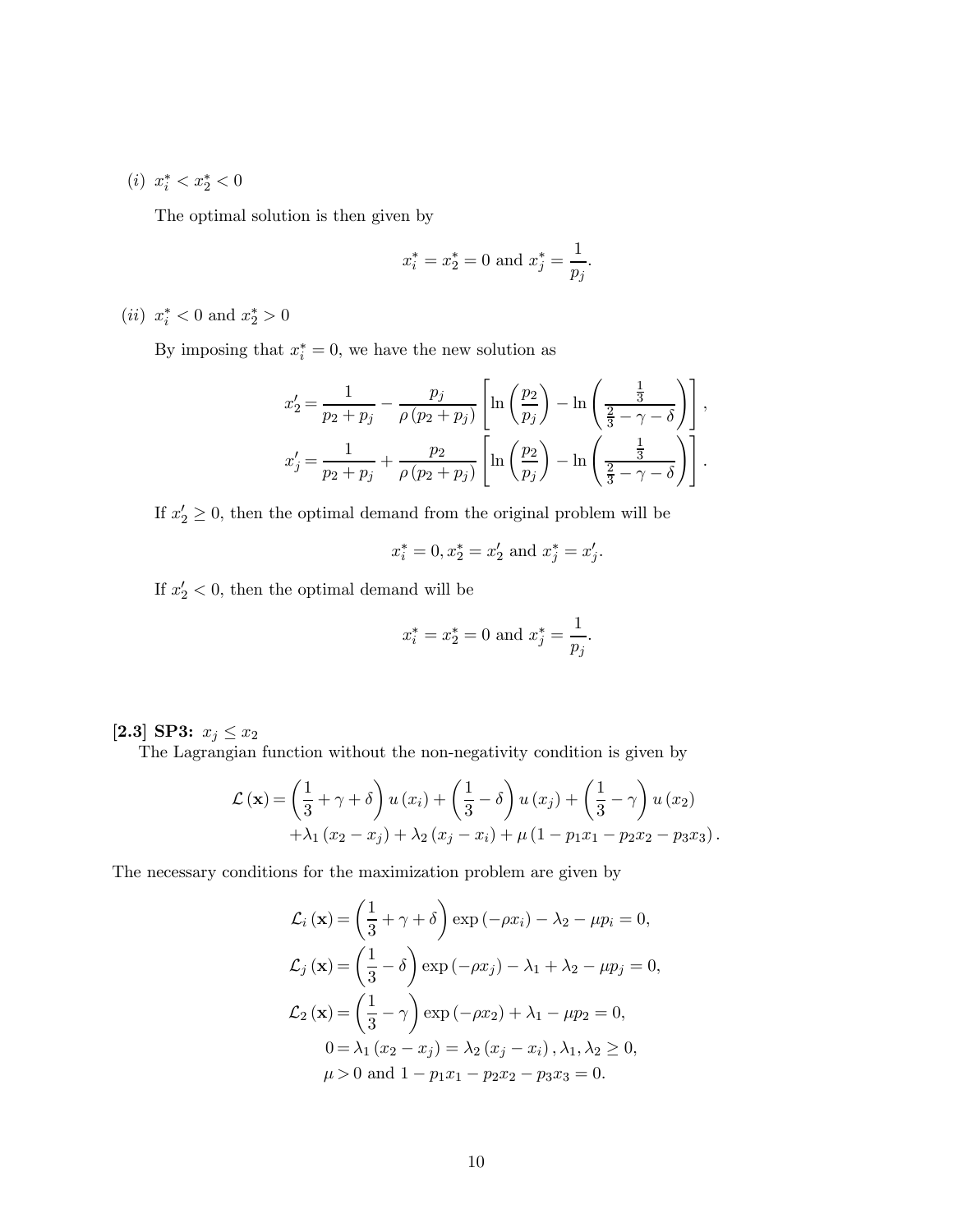(*i*) $x_i^* < x_2^* < 0$

The optimal solution is then given by

$$x_i^* = x_2^* = 0 \text{ and } x_j^* = \frac{1}{p_j}.$$

(*ii*) $x_i^* < 0$ and $x_2^* > 0$

By imposing that $x_i^* = 0$, we have the new solution as

$$x_2' = \frac{1}{p_2 + p_j} - \frac{p_j}{\rho(p_2 + p_j)}\left[\ln\left(\frac{p_2}{p_j}\right) - \ln\left(\frac{\frac{1}{3}}{\frac{2}{3} - \gamma - \delta}\right)\right],$$
$$x_j' = \frac{1}{p_2 + p_j} + \frac{p_2}{\rho(p_2 + p_j)}\left[\ln\left(\frac{p_2}{p_j}\right) - \ln\left(\frac{\frac{1}{3}}{\frac{2}{3} - \gamma - \delta}\right)\right].$$

If $x_2' \geq 0$, then the optimal demand from the original problem will be

$$x_i^* = 0, x_2^* = x_2' \text{ and } x_j^* = x_j'.$$

If $x_2' < 0$, then the optimal demand will be

$$x_i^* = x_2^* = 0 \text{ and } x_j^* = \frac{1}{p_j}.$$

**[2.3] SP3:** $x_j \leq x_2$

The Lagrangian function without the non-negativity condition is given by

$$\mathcal{L}(\mathbf{x}) = \left(\frac{1}{3} + \gamma + \delta\right)u(x_i) + \left(\frac{1}{3} - \delta\right)u(x_j) + \left(\frac{1}{3} - \gamma\right)u(x_2)$$
$$+\lambda_1(x_2 - x_j) + \lambda_2(x_j - x_i) + \mu(1 - p_1x_1 - p_2x_2 - p_3x_3).$$

The necessary conditions for the maximization problem are given by

$$\mathcal{L}_i(\mathbf{x}) = \left(\frac{1}{3} + \gamma + \delta\right)\exp(-\rho x_i) - \lambda_2 - \mu p_i = 0,$$
$$\mathcal{L}_j(\mathbf{x}) = \left(\frac{1}{3} - \delta\right)\exp(-\rho x_j) - \lambda_1 + \lambda_2 - \mu p_j = 0,$$
$$\mathcal{L}_2(\mathbf{x}) = \left(\frac{1}{3} - \gamma\right)\exp(-\rho x_2) + \lambda_1 - \mu p_2 = 0,$$
$$0 = \lambda_1(x_2 - x_j) = \lambda_2(x_j - x_i), \lambda_1, \lambda_2 \geq 0,$$
$$\mu > 0 \text{ and } 1 - p_1x_1 - p_2x_2 - p_3x_3 = 0.$$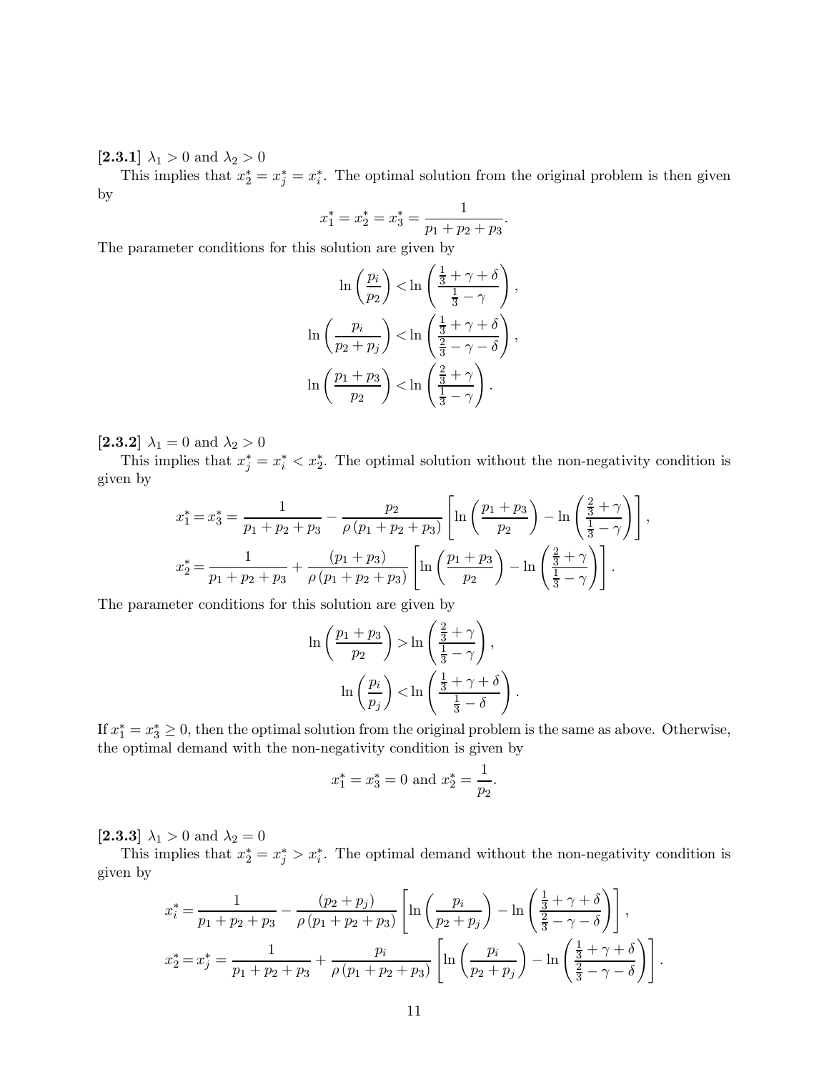**[2.3.1]** $\lambda_1 > 0$ and $\lambda_2 > 0$

This implies that $x_2^* = x_j^* = x_i^*$. The optimal solution from the original problem is then given by

$$x_1^* = x_2^* = x_3^* = \frac{1}{p_1 + p_2 + p_3}.$$

The parameter conditions for this solution are given by

$$\ln\left(\frac{p_i}{p_2}\right) < \ln\left(\frac{\frac{1}{3} + \gamma + \delta}{\frac{1}{3} - \gamma}\right),$$

$$\ln\left(\frac{p_i}{p_2 + p_j}\right) < \ln\left(\frac{\frac{1}{3} + \gamma + \delta}{\frac{2}{3} - \gamma - \delta}\right),$$

$$\ln\left(\frac{p_1 + p_3}{p_2}\right) < \ln\left(\frac{\frac{2}{3} + \gamma}{\frac{1}{3} - \gamma}\right).$$

**[2.3.2]** $\lambda_1 = 0$ and $\lambda_2 > 0$

This implies that $x_j^* = x_i^* < x_2^*$. The optimal solution without the non-negativity condition is given by

$$x_1^* = x_3^* = \frac{1}{p_1 + p_2 + p_3} - \frac{p_2}{\rho\,(p_1 + p_2 + p_3)}\left[\ln\left(\frac{p_1 + p_3}{p_2}\right) - \ln\left(\frac{\frac{2}{3} + \gamma}{\frac{1}{3} - \gamma}\right)\right],$$

$$x_2^* = \frac{1}{p_1 + p_2 + p_3} + \frac{(p_1 + p_3)}{\rho\,(p_1 + p_2 + p_3)}\left[\ln\left(\frac{p_1 + p_3}{p_2}\right) - \ln\left(\frac{\frac{2}{3} + \gamma}{\frac{1}{3} - \gamma}\right)\right].$$

The parameter conditions for this solution are given by

$$\ln\left(\frac{p_1 + p_3}{p_2}\right) > \ln\left(\frac{\frac{2}{3} + \gamma}{\frac{1}{3} - \gamma}\right),$$

$$\ln\left(\frac{p_i}{p_j}\right) < \ln\left(\frac{\frac{1}{3} + \gamma + \delta}{\frac{1}{3} - \delta}\right).$$

If $x_1^* = x_3^* \geq 0$, then the optimal solution from the original problem is the same as above. Otherwise, the optimal demand with the non-negativity condition is given by

$$x_1^* = x_3^* = 0 \text{ and } x_2^* = \frac{1}{p_2}.$$

**[2.3.3]** $\lambda_1 > 0$ and $\lambda_2 = 0$

This implies that $x_2^* = x_j^* > x_i^*$. The optimal demand without the non-negativity condition is given by

$$x_i^* = \frac{1}{p_1 + p_2 + p_3} - \frac{(p_2 + p_j)}{\rho\,(p_1 + p_2 + p_3)}\left[\ln\left(\frac{p_i}{p_2 + p_j}\right) - \ln\left(\frac{\frac{1}{3} + \gamma + \delta}{\frac{2}{3} - \gamma - \delta}\right)\right],$$

$$x_2^* = x_j^* = \frac{1}{p_1 + p_2 + p_3} + \frac{p_i}{\rho\,(p_1 + p_2 + p_3)}\left[\ln\left(\frac{p_i}{p_2 + p_j}\right) - \ln\left(\frac{\frac{1}{3} + \gamma + \delta}{\frac{2}{3} - \gamma - \delta}\right)\right].$$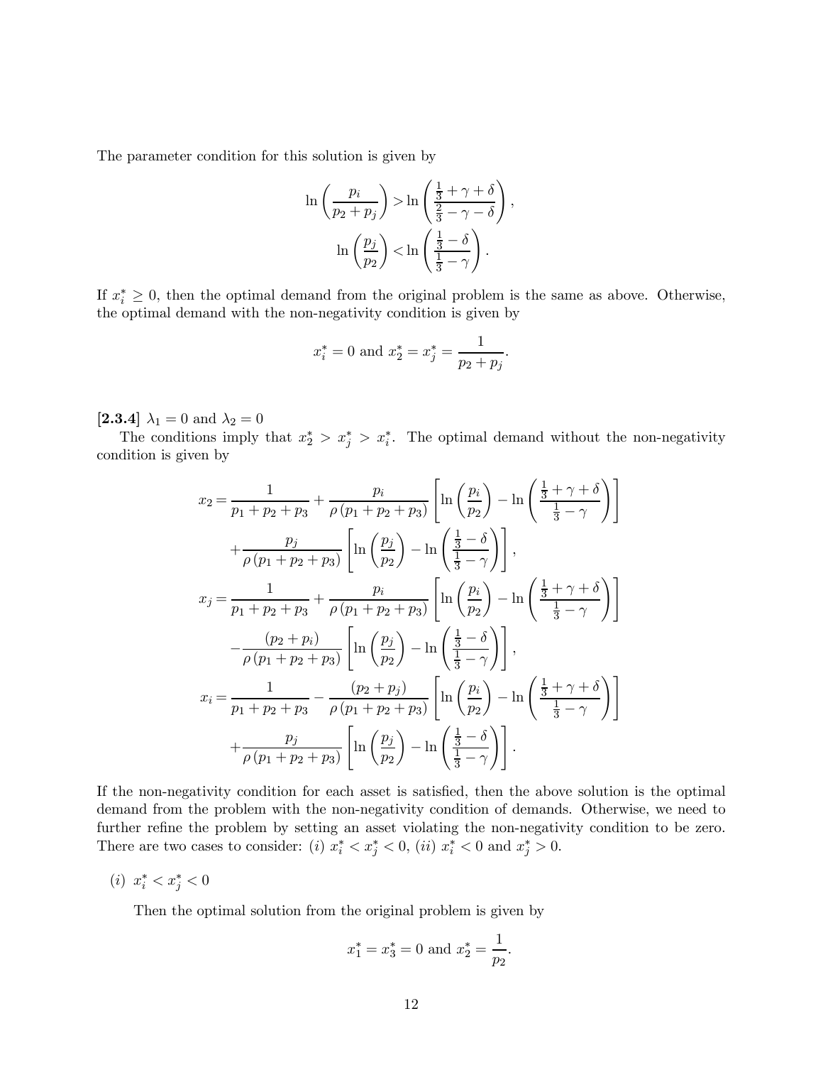The parameter condition for this solution is given by

$$
\ln\left(\frac{p_i}{p_2+p_j}\right) > \ln\left(\frac{\frac{1}{3}+\gamma+\delta}{\frac{2}{3}-\gamma-\delta}\right),
$$

$$
\ln\left(\frac{p_j}{p_2}\right) < \ln\left(\frac{\frac{1}{3}-\delta}{\frac{1}{3}-\gamma}\right).
$$

If $x_i^* \geq 0$, then the optimal demand from the original problem is the same as above. Otherwise, the optimal demand with the non-negativity condition is given by

$$
x_i^* = 0 \text{ and } x_2^* = x_j^* = \frac{1}{p_2+p_j}.
$$

**[2.3.4]** $\lambda_1 = 0$ and $\lambda_2 = 0$

The conditions imply that $x_2^* > x_j^* > x_i^*$. The optimal demand without the non-negativity condition is given by

$$
\begin{aligned}
x_2 &= \frac{1}{p_1+p_2+p_3} + \frac{p_i}{\rho\left(p_1+p_2+p_3\right)}\left[\ln\left(\frac{p_i}{p_2}\right) - \ln\left(\frac{\frac{1}{3}+\gamma+\delta}{\frac{1}{3}-\gamma}\right)\right] \\
&\quad + \frac{p_j}{\rho\left(p_1+p_2+p_3\right)}\left[\ln\left(\frac{p_j}{p_2}\right) - \ln\left(\frac{\frac{1}{3}-\delta}{\frac{1}{3}-\gamma}\right)\right], \\
x_j &= \frac{1}{p_1+p_2+p_3} + \frac{p_i}{\rho\left(p_1+p_2+p_3\right)}\left[\ln\left(\frac{p_i}{p_2}\right) - \ln\left(\frac{\frac{1}{3}+\gamma+\delta}{\frac{1}{3}-\gamma}\right)\right] \\
&\quad - \frac{\left(p_2+p_i\right)}{\rho\left(p_1+p_2+p_3\right)}\left[\ln\left(\frac{p_j}{p_2}\right) - \ln\left(\frac{\frac{1}{3}-\delta}{\frac{1}{3}-\gamma}\right)\right], \\
x_i &= \frac{1}{p_1+p_2+p_3} - \frac{\left(p_2+p_j\right)}{\rho\left(p_1+p_2+p_3\right)}\left[\ln\left(\frac{p_i}{p_2}\right) - \ln\left(\frac{\frac{1}{3}+\gamma+\delta}{\frac{1}{3}-\gamma}\right)\right] \\
&\quad + \frac{p_j}{\rho\left(p_1+p_2+p_3\right)}\left[\ln\left(\frac{p_j}{p_2}\right) - \ln\left(\frac{\frac{1}{3}-\delta}{\frac{1}{3}-\gamma}\right)\right].
\end{aligned}
$$

If the non-negativity condition for each asset is satisfied, then the above solution is the optimal demand from the problem with the non-negativity condition of demands. Otherwise, we need to further refine the problem by setting an asset violating the non-negativity condition to be zero. There are two cases to consider: (*i*) $x_i^* < x_j^* < 0$, (*ii*) $x_i^* < 0$ and $x_j^* > 0$.

(*i*) $x_i^* < x_j^* < 0$

Then the optimal solution from the original problem is given by

$$
x_1^* = x_3^* = 0 \text{ and } x_2^* = \frac{1}{p_2}.
$$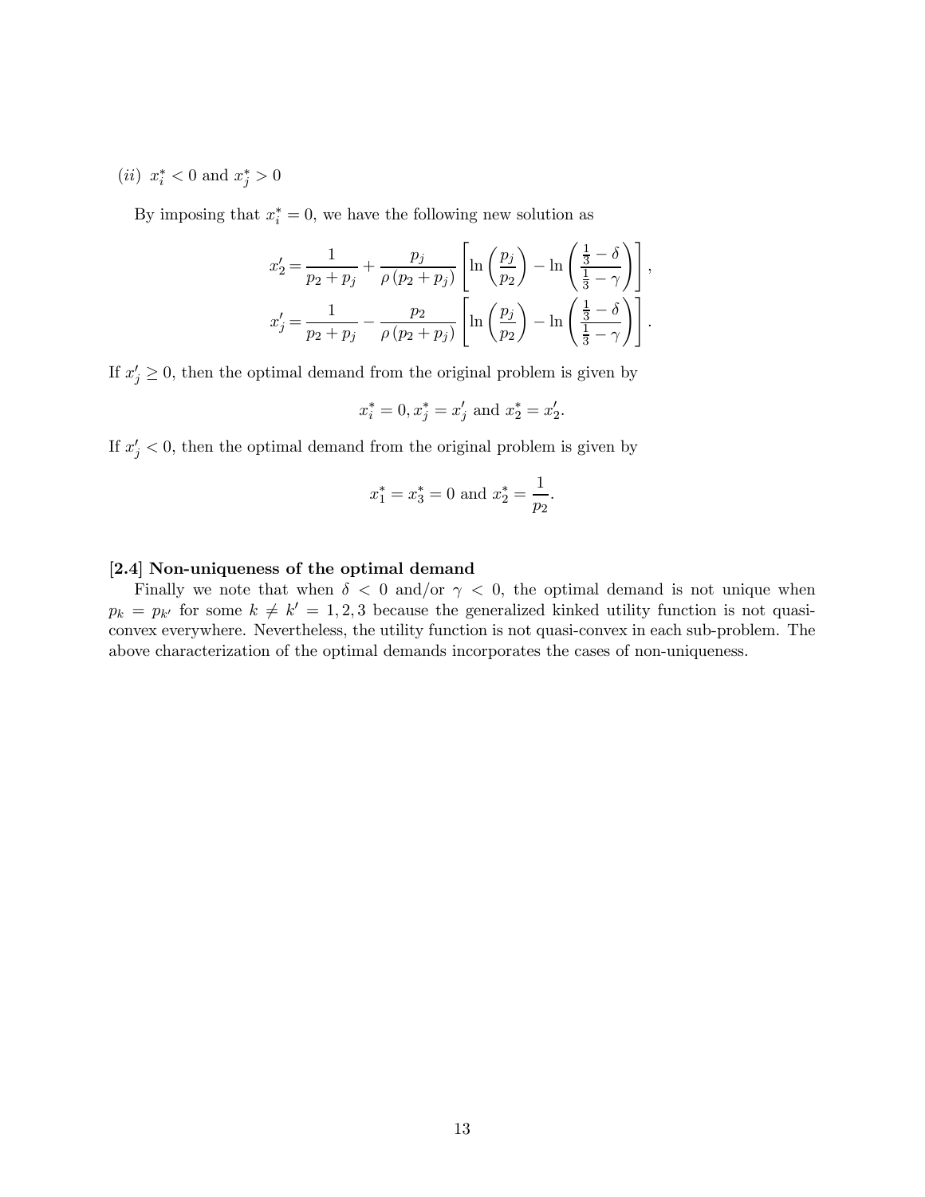$(ii)$ $x_i^* < 0$ and $x_j^* > 0$

By imposing that $x_i^* = 0$, we have the following new solution as

$$x_2' = \frac{1}{p_2 + p_j} + \frac{p_j}{\rho (p_2 + p_j)} \left[ \ln \left( \frac{p_j}{p_2} \right) - \ln \left( \frac{\frac{1}{3} - \delta}{\frac{1}{3} - \gamma} \right) \right],$$

$$x_j' = \frac{1}{p_2 + p_j} - \frac{p_2}{\rho (p_2 + p_j)} \left[ \ln \left( \frac{p_j}{p_2} \right) - \ln \left( \frac{\frac{1}{3} - \delta}{\frac{1}{3} - \gamma} \right) \right].$$

If $x_j' \geq 0$, then the optimal demand from the original problem is given by

$$x_i^* = 0, x_j^* = x_j' \text{ and } x_2^* = x_2'.$$

If $x_j' < 0$, then the optimal demand from the original problem is given by

$$x_1^* = x_3^* = 0 \text{ and } x_2^* = \frac{1}{p_2}.$$

**[2.4] Non-uniqueness of the optimal demand**

Finally we note that when $\delta < 0$ and/or $\gamma < 0$, the optimal demand is not unique when $p_k = p_{k'}$ for some $k \neq k' = 1, 2, 3$ because the generalized kinked utility function is not quasi-convex everywhere. Nevertheless, the utility function is not quasi-convex in each sub-problem. The above characterization of the optimal demands incorporates the cases of non-uniqueness.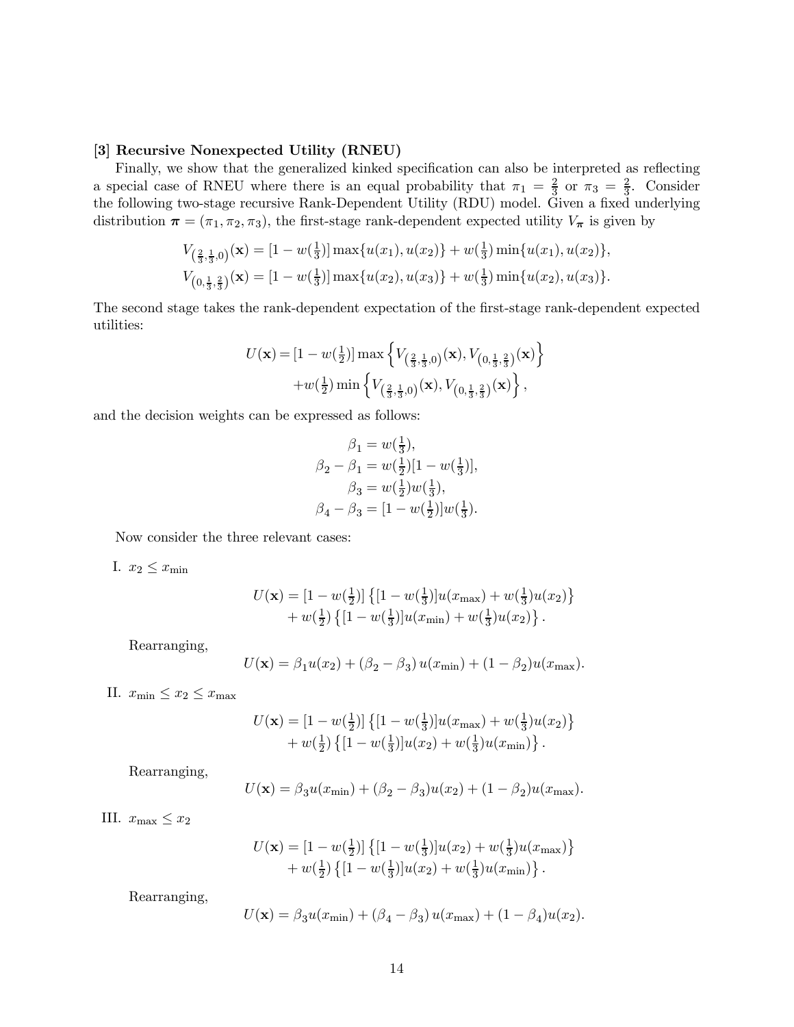**[3] Recursive Nonexpected Utility (RNEU)**

Finally, we show that the generalized kinked specification can also be interpreted as reflecting a special case of RNEU where there is an equal probability that $\pi_1 = \frac{2}{3}$ or $\pi_3 = \frac{2}{3}$. Consider the following two-stage recursive Rank-Dependent Utility (RDU) model. Given a fixed underlying distribution $\boldsymbol{\pi} = (\pi_1, \pi_2, \pi_3)$, the first-stage rank-dependent expected utility $V_{\boldsymbol{\pi}}$ is given by

$$V_{\left(\frac{2}{3},\frac{1}{3},0\right)}(\mathbf{x}) = [1 - w(\tfrac{1}{3})] \max\{u(x_1), u(x_2)\} + w(\tfrac{1}{3}) \min\{u(x_1), u(x_2)\},$$
$$V_{\left(0,\frac{1}{3},\frac{2}{3}\right)}(\mathbf{x}) = [1 - w(\tfrac{1}{3})] \max\{u(x_2), u(x_3)\} + w(\tfrac{1}{3}) \min\{u(x_2), u(x_3)\}.$$

The second stage takes the rank-dependent expectation of the first-stage rank-dependent expected utilities:

$$U(\mathbf{x}) = [1 - w(\tfrac{1}{2})] \max\left\{V_{\left(\frac{2}{3},\frac{1}{3},0\right)}(\mathbf{x}), V_{\left(0,\frac{1}{3},\frac{2}{3}\right)}(\mathbf{x})\right\}$$
$$+ w(\tfrac{1}{2}) \min\left\{V_{\left(\frac{2}{3},\frac{1}{3},0\right)}(\mathbf{x}), V_{\left(0,\frac{1}{3},\frac{2}{3}\right)}(\mathbf{x})\right\},$$

and the decision weights can be expressed as follows:

$$\beta_1 = w(\tfrac{1}{3}),$$
$$\beta_2 - \beta_1 = w(\tfrac{1}{2})[1 - w(\tfrac{1}{3})],$$
$$\beta_3 = w(\tfrac{1}{2})w(\tfrac{1}{3}),$$
$$\beta_4 - \beta_3 = [1 - w(\tfrac{1}{2})]w(\tfrac{1}{3}).$$

Now consider the three relevant cases:

I. $x_2 \leq x_{\min}$

$$U(\mathbf{x}) = [1 - w(\tfrac{1}{2})] \left\{[1 - w(\tfrac{1}{3})]u(x_{\max}) + w(\tfrac{1}{3})u(x_2)\right\}$$
$$+ w(\tfrac{1}{2}) \left\{[1 - w(\tfrac{1}{3})]u(x_{\min}) + w(\tfrac{1}{3})u(x_2)\right\}.$$

Rearranging,

$$U(\mathbf{x}) = \beta_1 u(x_2) + (\beta_2 - \beta_3)\, u(x_{\min}) + (1 - \beta_2)u(x_{\max}).$$

II. $x_{\min} \leq x_2 \leq x_{\max}$

$$U(\mathbf{x}) = [1 - w(\tfrac{1}{2})] \left\{[1 - w(\tfrac{1}{3})]u(x_{\max}) + w(\tfrac{1}{3})u(x_2)\right\}$$
$$+ w(\tfrac{1}{2}) \left\{[1 - w(\tfrac{1}{3})]u(x_2) + w(\tfrac{1}{3})u(x_{\min})\right\}.$$

Rearranging,

$$U(\mathbf{x}) = \beta_3 u(x_{\min}) + (\beta_2 - \beta_3)u(x_2) + (1 - \beta_2)u(x_{\max}).$$

III. $x_{\max} \leq x_2$

$$U(\mathbf{x}) = [1 - w(\tfrac{1}{2})] \left\{[1 - w(\tfrac{1}{3})]u(x_2) + w(\tfrac{1}{3})u(x_{\max})\right\}$$
$$+ w(\tfrac{1}{2}) \left\{[1 - w(\tfrac{1}{3})]u(x_2) + w(\tfrac{1}{3})u(x_{\min})\right\}.$$

Rearranging,

$$U(\mathbf{x}) = \beta_3 u(x_{\min}) + (\beta_4 - \beta_3)\, u(x_{\max}) + (1 - \beta_4)u(x_2).$$